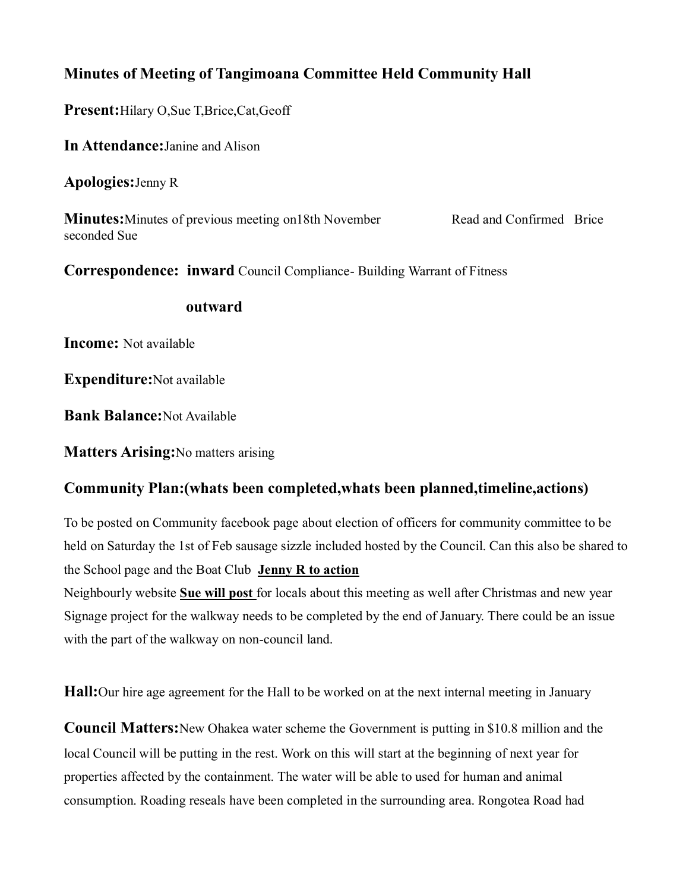## Minutes of Meeting of Tangimoana Committee Held Community Hall

**Present:** Hilary O,Sue T,Brice,Cat,Geoff

**In Attendance:** Janine and Alison

**Apologies:** Jenny R

**Minutes:** Minutes of previous meeting on18th November Read and Confirmed Brice seconded Sue

**Correspondence: inward** Council Compliance- Building Warrant of Fitness

**outward**

**Income:** Not available

**Expenditure:** Not available

**Bank Balance:** Not Available

**Matters Arising:** No matters arising

### Community Plan:(whats been completed,whats been planned,timeline,actions)

To be posted on Community facebook page about election of officers for community committee to be held on Saturday the 1st of Feb sausage sizzle included hosted by the Council. Can this also be shared to the School page and the Boat Club **Jenny R to action**

Neighbourly website **Sue will post** for locals about this meeting as well after Christmas and new year

Signage project for the walkway needs to be completed by the end of January. There could be an issue with the part of the walkway on non-council land.

**Hall:** Our hire age agreement for the Hall to be worked on at the next internal meeting in January

**Council Matters:** New Ohakea water scheme the Government is putting in $10.8 million and the local Council will be putting in the rest. Work on this will start at the beginning of next year for properties affected by the containment. The water will be able to used for human and animal consumption. Roading reseals have been completed in the surrounding area. Rongotea Road had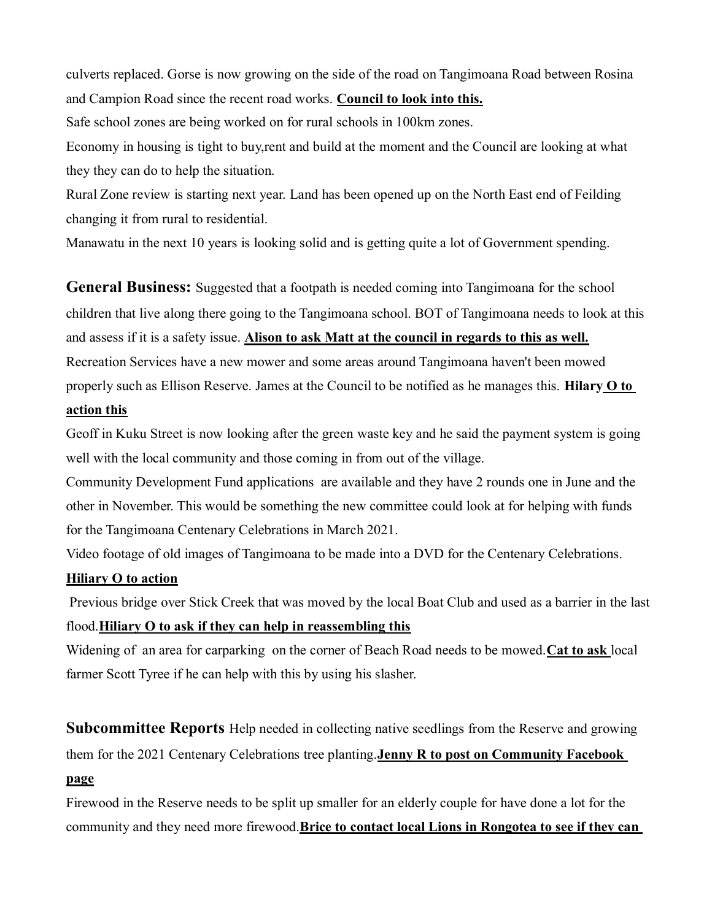culverts replaced. Gorse is now growing on the side of the road on Tangimoana Road between Rosina and Campion Road since the recent road works. **Council to look into this.**

Safe school zones are being worked on for rural schools in 100km zones.

Economy in housing is tight to buy,rent and build at the moment and the Council are looking at what they they can do to help the situation.

Rural Zone review is starting next year. Land has been opened up on the North East end of Feilding changing it from rural to residential.

Manawatu in the next 10 years is looking solid and is getting quite a lot of Government spending.

**General Business:** Suggested that a footpath is needed coming into Tangimoana for the school children that live along there going to the Tangimoana school. BOT of Tangimoana needs to look at this and assess if it is a safety issue. **Alison to ask Matt at the council in regards to this as well.**

Recreation Services have a new mower and some areas around Tangimoana haven't been mowed properly such as Ellison Reserve. James at the Council to be notified as he manages this. **Hilary O to action this**

Geoff in Kuku Street is now looking after the green waste key and he said the payment system is going well with the local community and those coming in from out of the village.

Community Development Fund applications are available and they have 2 rounds one in June and the other in November. This would be something the new committee could look at for helping with funds for the Tangimoana Centenary Celebrations in March 2021.

Video footage of old images of Tangimoana to be made into a DVD for the Centenary Celebrations. **Hiliary O to action**

Previous bridge over Stick Creek that was moved by the local Boat Club and used as a barrier in the last flood. **Hiliary O to ask if they can help in reassembling this**

Widening of an area for carparking on the corner of Beach Road needs to be mowed. **Cat to ask** local farmer Scott Tyree if he can help with this by using his slasher.

**Subcommittee Reports** Help needed in collecting native seedlings from the Reserve and growing them for the 2021 Centenary Celebrations tree planting. **Jenny R to post on Community Facebook page**

Firewood in the Reserve needs to be split up smaller for an elderly couple for have done a lot for the community and they need more firewood. **Brice to contact local Lions in Rongotea to see if they can**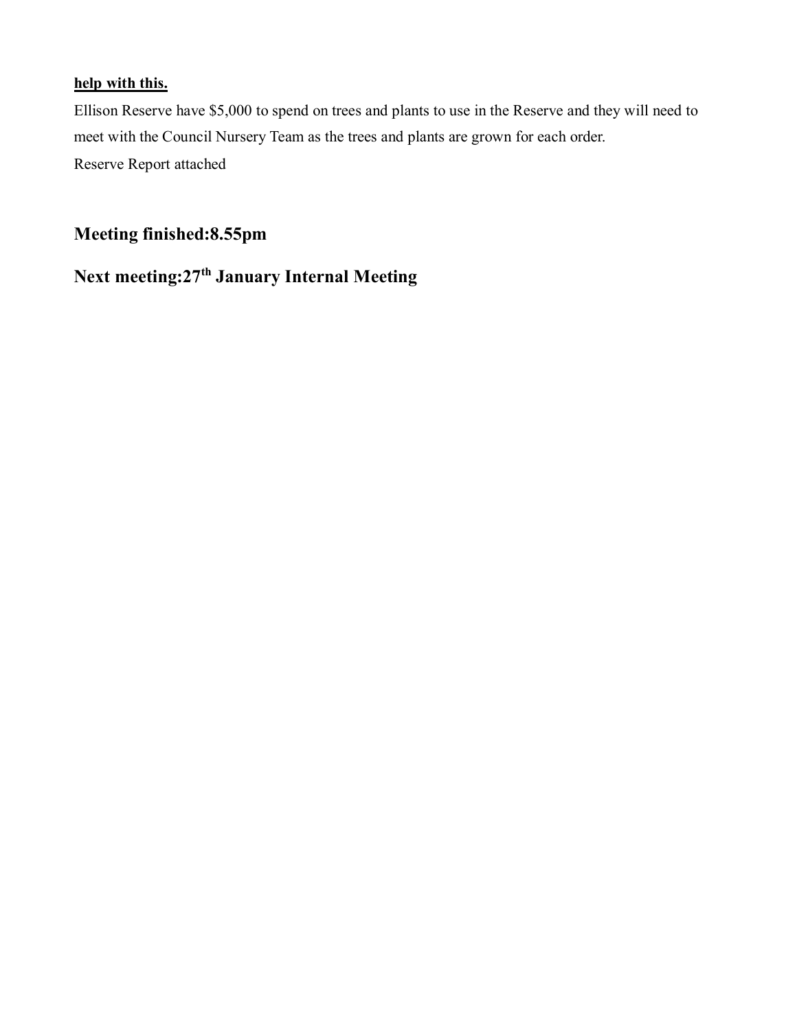**help with this.**

Ellison Reserve have $5,000 to spend on trees and plants to use in the Reserve and they will need to meet with the Council Nursery Team as the trees and plants are grown for each order.

Reserve Report attached

## Meeting finished:8.55pm

## Next meeting:27th January Internal Meeting